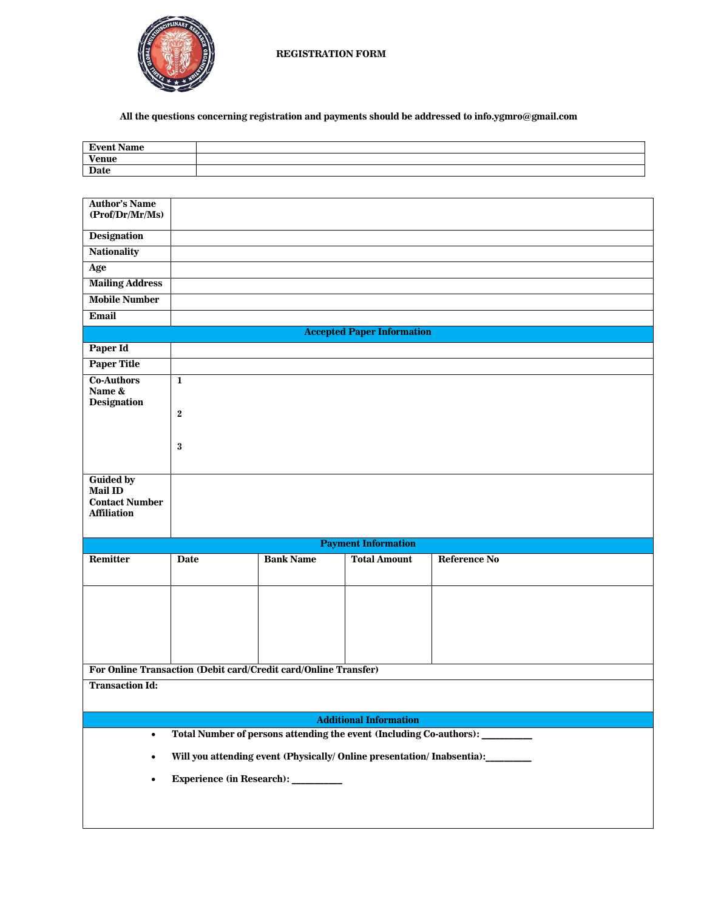# REGISTRATION FORM

**All the questions concerning registration and payments should be addressed to info.ygmro@gmail.com**

| **Event Name** | |
|---|---|
| **Venue** | |
| **Date** | |

| **Author's Name (Prof/Dr/Mr/Ms)** | | | | |
|---|---|---|---|---|
| **Designation** | | | | |
| **Nationality** | | | | |
| **Age** | | | | |
| **Mailing Address** | | | | |
| **Mobile Number** | | | | |
| **Email** | | | | |
| **Accepted Paper Information** | | | | |
| **Paper Id** | | | | |
| **Paper Title** | | | | |
| **Co-Authors Name & Designation** | **1**<br><br>**2**<br><br>**3** | | | |
| **Guided by**<br>**Mail ID**<br>**Contact Number**<br>**Affiliation** | | | | |
| **Payment Information** | | | | |
| **Remitter** | **Date** | **Bank Name** | **Total Amount** | **Reference No** |
| | | | | |
| **For Online Transaction (Debit card/Credit card/Online Transfer)** | | | | |
| **Transaction Id:** | | | | |
| **Additional Information** | | | | |

- **Total Number of persons attending the event (Including Co-authors): __________**
- **Will you attending event (Physically/ Online presentation/ Inabsentia):_________**
- **Experience (in Research): __________**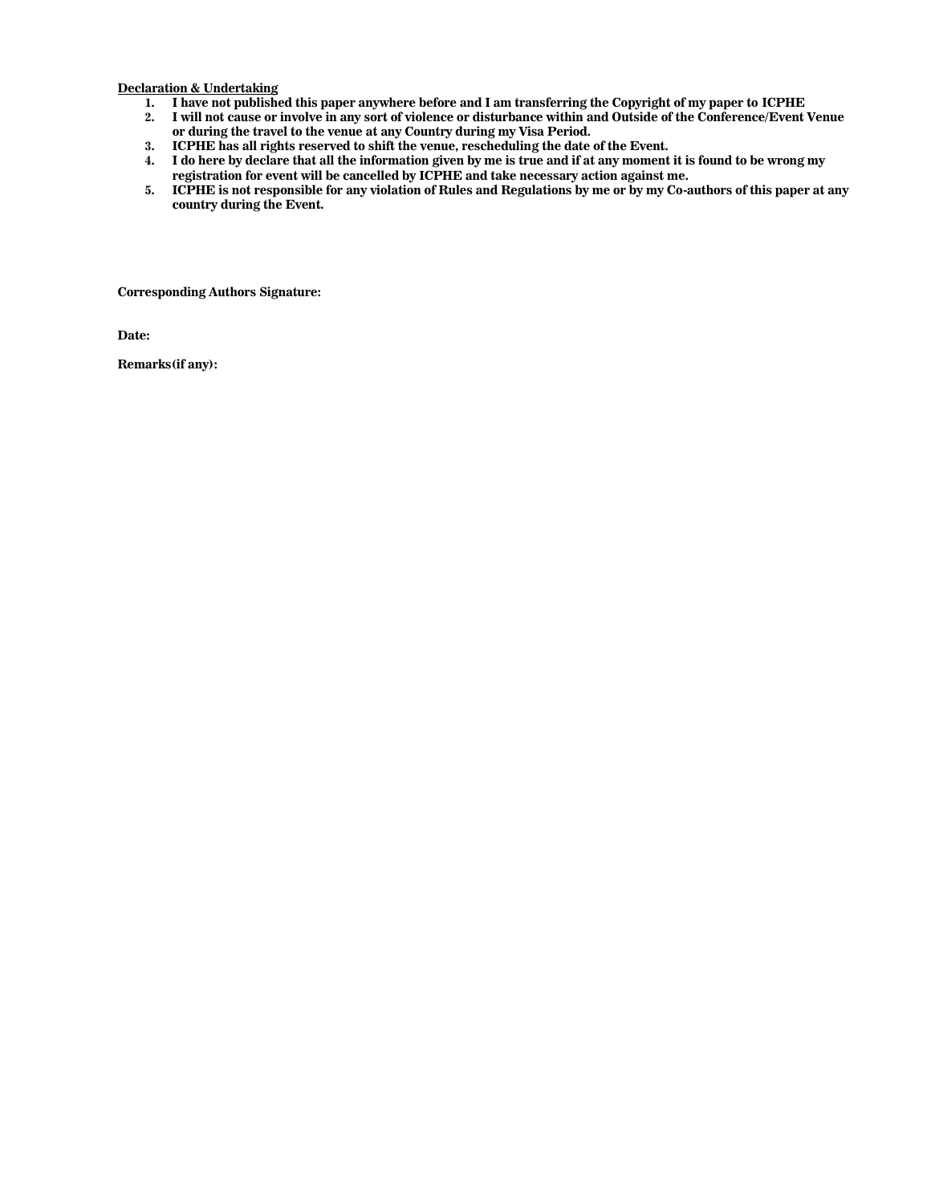<u>**Declaration & Undertaking**</u>

1. **I have not published this paper anywhere before and I am transferring the Copyright of my paper to ICPHE**
2. **I will not cause or involve in any sort of violence or disturbance within and Outside of the Conference/Event Venue or during the travel to the venue at any Country during my Visa Period.**
3. **ICPHE has all rights reserved to shift the venue, rescheduling the date of the Event.**
4. **I do here by declare that all the information given by me is true and if at any moment it is found to be wrong my registration for event will be cancelled by ICPHE and take necessary action against me.**
5. **ICPHE is not responsible for any violation of Rules and Regulations by me or by my Co-authors of this paper at any country during the Event.**

**Corresponding Authors Signature:**

**Date:**

**Remarks(if any):**